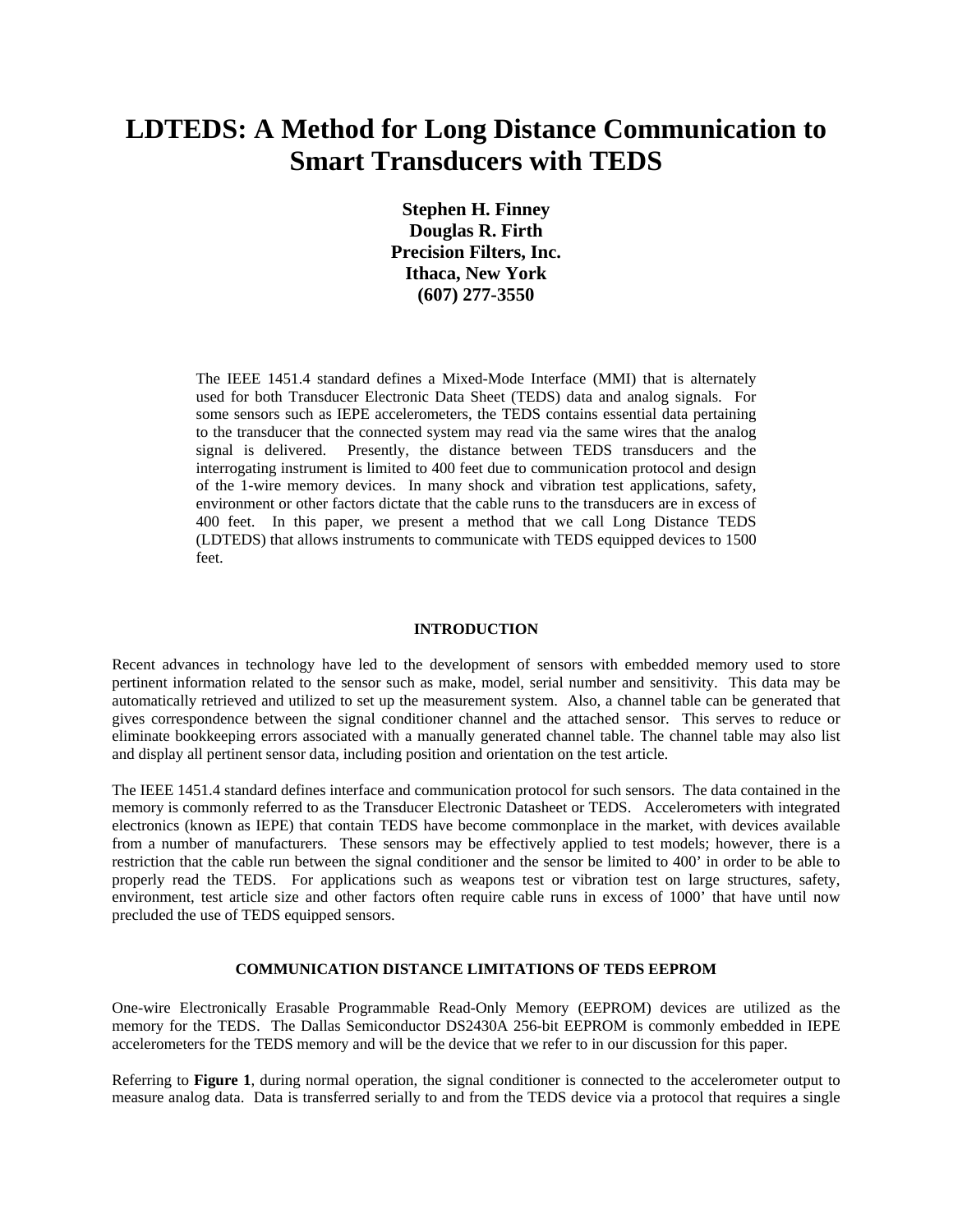# LDTEDS: A Method for Long Distance Communication to Smart Transducers with TEDS

**Stephen H. Finney**
**Douglas R. Firth**
**Precision Filters, Inc.**
**Ithaca, New York**
**(607) 277-3550**

The IEEE 1451.4 standard defines a Mixed-Mode Interface (MMI) that is alternately used for both Transducer Electronic Data Sheet (TEDS) data and analog signals. For some sensors such as IEPE accelerometers, the TEDS contains essential data pertaining to the transducer that the connected system may read via the same wires that the analog signal is delivered. Presently, the distance between TEDS transducers and the interrogating instrument is limited to 400 feet due to communication protocol and design of the 1-wire memory devices. In many shock and vibration test applications, safety, environment or other factors dictate that the cable runs to the transducers are in excess of 400 feet. In this paper, we present a method that we call Long Distance TEDS (LDTEDS) that allows instruments to communicate with TEDS equipped devices to 1500 feet.

## INTRODUCTION

Recent advances in technology have led to the development of sensors with embedded memory used to store pertinent information related to the sensor such as make, model, serial number and sensitivity. This data may be automatically retrieved and utilized to set up the measurement system. Also, a channel table can be generated that gives correspondence between the signal conditioner channel and the attached sensor. This serves to reduce or eliminate bookkeeping errors associated with a manually generated channel table. The channel table may also list and display all pertinent sensor data, including position and orientation on the test article.

The IEEE 1451.4 standard defines interface and communication protocol for such sensors. The data contained in the memory is commonly referred to as the Transducer Electronic Datasheet or TEDS. Accelerometers with integrated electronics (known as IEPE) that contain TEDS have become commonplace in the market, with devices available from a number of manufacturers. These sensors may be effectively applied to test models; however, there is a restriction that the cable run between the signal conditioner and the sensor be limited to 400' in order to be able to properly read the TEDS. For applications such as weapons test or vibration test on large structures, safety, environment, test article size and other factors often require cable runs in excess of 1000' that have until now precluded the use of TEDS equipped sensors.

## COMMUNICATION DISTANCE LIMITATIONS OF TEDS EEPROM

One-wire Electronically Erasable Programmable Read-Only Memory (EEPROM) devices are utilized as the memory for the TEDS. The Dallas Semiconductor DS2430A 256-bit EEPROM is commonly embedded in IEPE accelerometers for the TEDS memory and will be the device that we refer to in our discussion for this paper.

Referring to **Figure 1**, during normal operation, the signal conditioner is connected to the accelerometer output to measure analog data. Data is transferred serially to and from the TEDS device via a protocol that requires a single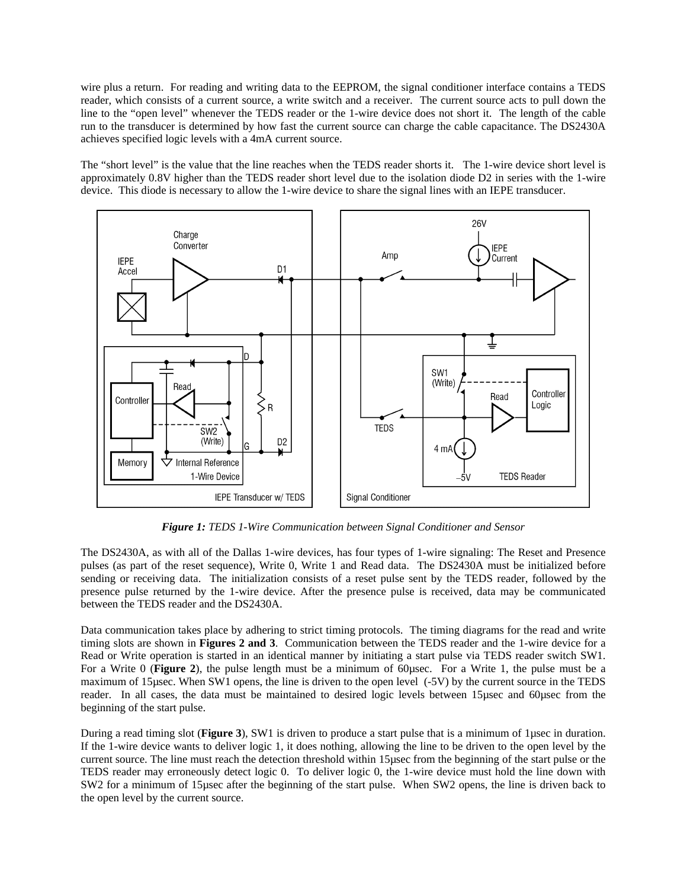wire plus a return. For reading and writing data to the EEPROM, the signal conditioner interface contains a TEDS reader, which consists of a current source, a write switch and a receiver. The current source acts to pull down the line to the "open level" whenever the TEDS reader or the 1-wire device does not short it. The length of the cable run to the transducer is determined by how fast the current source can charge the cable capacitance. The DS2430A achieves specified logic levels with a 4mA current source.

The "short level" is the value that the line reaches when the TEDS reader shorts it. The 1-wire device short level is approximately 0.8V higher than the TEDS reader short level due to the isolation diode D2 in series with the 1-wire device. This diode is necessary to allow the 1-wire device to share the signal lines with an IEPE transducer.

***Figure 1:*** *TEDS 1-Wire Communication between Signal Conditioner and Sensor*

The DS2430A, as with all of the Dallas 1-wire devices, has four types of 1-wire signaling: The Reset and Presence pulses (as part of the reset sequence), Write 0, Write 1 and Read data. The DS2430A must be initialized before sending or receiving data. The initialization consists of a reset pulse sent by the TEDS reader, followed by the presence pulse returned by the 1-wire device. After the presence pulse is received, data may be communicated between the TEDS reader and the DS2430A.

Data communication takes place by adhering to strict timing protocols. The timing diagrams for the read and write timing slots are shown in **Figures 2 and 3**. Communication between the TEDS reader and the 1-wire device for a Read or Write operation is started in an identical manner by initiating a start pulse via TEDS reader switch SW1. For a Write 0 (**Figure 2**), the pulse length must be a minimum of 60µsec. For a Write 1, the pulse must be a maximum of 15µsec. When SW1 opens, the line is driven to the open level (-5V) by the current source in the TEDS reader. In all cases, the data must be maintained to desired logic levels between 15µsec and 60µsec from the beginning of the start pulse.

During a read timing slot (**Figure 3**), SW1 is driven to produce a start pulse that is a minimum of 1µsec in duration. If the 1-wire device wants to deliver logic 1, it does nothing, allowing the line to be driven to the open level by the current source. The line must reach the detection threshold within 15µsec from the beginning of the start pulse or the TEDS reader may erroneously detect logic 0. To deliver logic 0, the 1-wire device must hold the line down with SW2 for a minimum of 15µsec after the beginning of the start pulse. When SW2 opens, the line is driven back to the open level by the current source.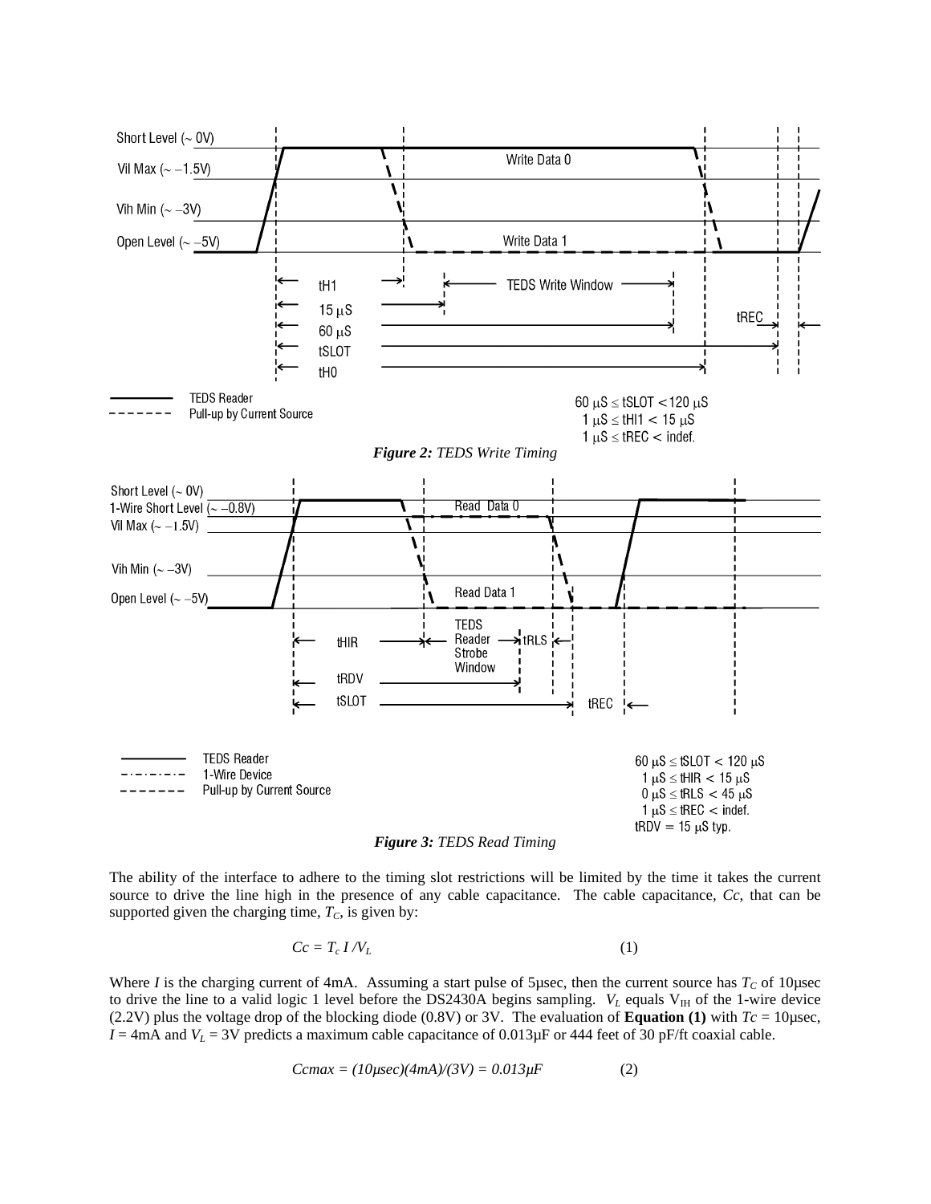Figure 2: *TEDS Write Timing*

Figure 3: *TEDS Read Timing*

The ability of the interface to adhere to the timing slot restrictions will be limited by the time it takes the current source to drive the line high in the presence of any cable capacitance. The cable capacitance, *Cc*, that can be supported given the charging time, $T_C$, is given by:

$$Cc = T_c\, I / V_L \qquad (1)$$

Where *I* is the charging current of 4mA. Assuming a start pulse of 5µsec, then the current source has $T_C$ of 10µsec to drive the line to a valid logic 1 level before the DS2430A begins sampling. $V_L$ equals $V_{IH}$ of the 1-wire device (2.2V) plus the voltage drop of the blocking diode (0.8V) or 3V. The evaluation of **Equation (1)** with $Tc$ = 10µsec, $I$ = 4mA and $V_L$ = 3V predicts a maximum cable capacitance of 0.013µF or 444 feet of 30 pF/ft coaxial cable.

$$Ccmax = (10\mu sec)(4mA)/(3V) = 0.013\mu F \qquad (2)$$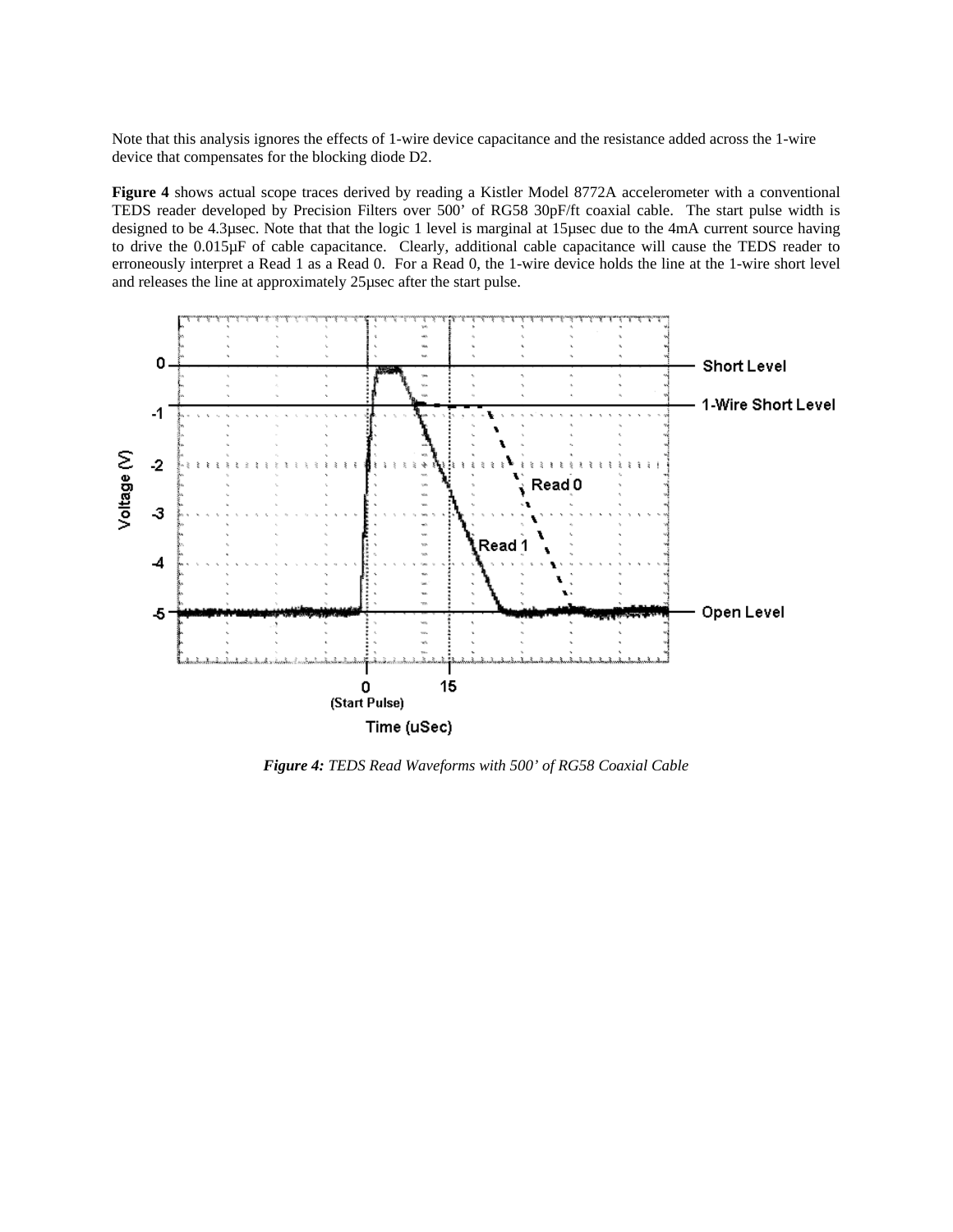Note that this analysis ignores the effects of 1-wire device capacitance and the resistance added across the 1-wire device that compensates for the blocking diode D2.

**Figure 4** shows actual scope traces derived by reading a Kistler Model 8772A accelerometer with a conventional TEDS reader developed by Precision Filters over 500' of RG58 30pF/ft coaxial cable. The start pulse width is designed to be 4.3µsec. Note that that the logic 1 level is marginal at 15µsec due to the 4mA current source having to drive the 0.015µF of cable capacitance. Clearly, additional cable capacitance will cause the TEDS reader to erroneously interpret a Read 1 as a Read 0. For a Read 0, the 1-wire device holds the line at the 1-wire short level and releases the line at approximately 25µsec after the start pulse.

*Figure 4: TEDS Read Waveforms with 500' of RG58 Coaxial Cable*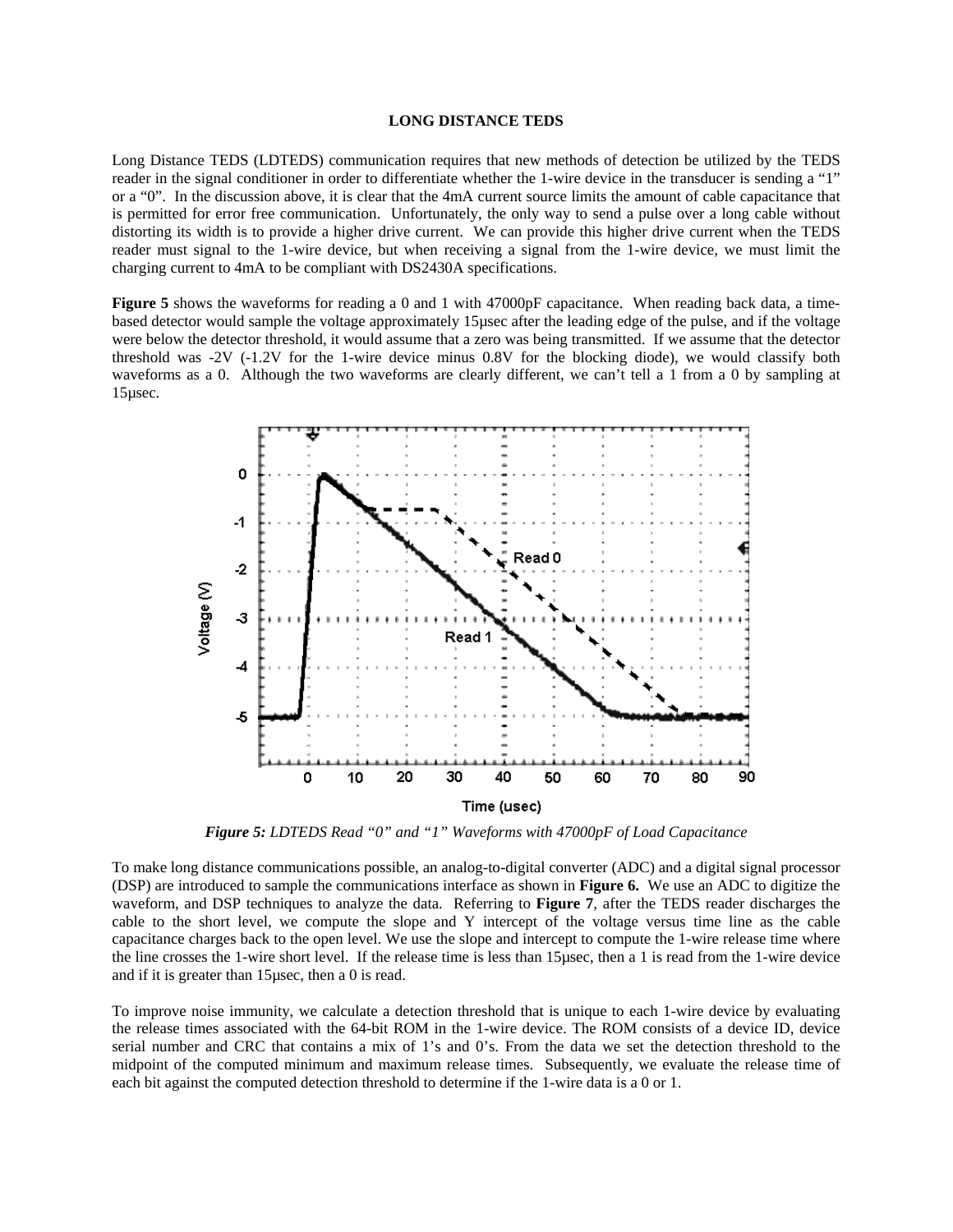## LONG DISTANCE TEDS

Long Distance TEDS (LDTEDS) communication requires that new methods of detection be utilized by the TEDS reader in the signal conditioner in order to differentiate whether the 1-wire device in the transducer is sending a "1" or a "0". In the discussion above, it is clear that the 4mA current source limits the amount of cable capacitance that is permitted for error free communication. Unfortunately, the only way to send a pulse over a long cable without distorting its width is to provide a higher drive current. We can provide this higher drive current when the TEDS reader must signal to the 1-wire device, but when receiving a signal from the 1-wire device, we must limit the charging current to 4mA to be compliant with DS2430A specifications.

**Figure 5** shows the waveforms for reading a 0 and 1 with 47000pF capacitance. When reading back data, a time-based detector would sample the voltage approximately 15µsec after the leading edge of the pulse, and if the voltage were below the detector threshold, it would assume that a zero was being transmitted. If we assume that the detector threshold was -2V (-1.2V for the 1-wire device minus 0.8V for the blocking diode), we would classify both waveforms as a 0. Although the two waveforms are clearly different, we can't tell a 1 from a 0 by sampling at 15µsec.

***Figure 5:*** *LDTEDS Read "0" and "1" Waveforms with 47000pF of Load Capacitance*

To make long distance communications possible, an analog-to-digital converter (ADC) and a digital signal processor (DSP) are introduced to sample the communications interface as shown in **Figure 6.** We use an ADC to digitize the waveform, and DSP techniques to analyze the data. Referring to **Figure 7**, after the TEDS reader discharges the cable to the short level, we compute the slope and Y intercept of the voltage versus time line as the cable capacitance charges back to the open level. We use the slope and intercept to compute the 1-wire release time where the line crosses the 1-wire short level. If the release time is less than 15µsec, then a 1 is read from the 1-wire device and if it is greater than 15µsec, then a 0 is read.

To improve noise immunity, we calculate a detection threshold that is unique to each 1-wire device by evaluating the release times associated with the 64-bit ROM in the 1-wire device. The ROM consists of a device ID, device serial number and CRC that contains a mix of 1's and 0's. From the data we set the detection threshold to the midpoint of the computed minimum and maximum release times. Subsequently, we evaluate the release time of each bit against the computed detection threshold to determine if the 1-wire data is a 0 or 1.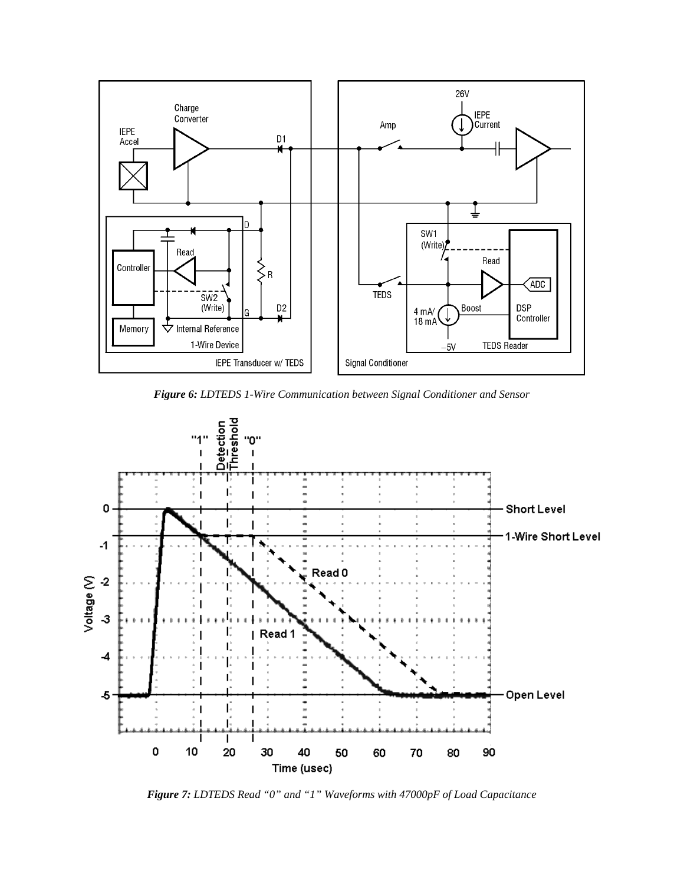*Figure 6: LDTEDS 1-Wire Communication between Signal Conditioner and Sensor*

*Figure 7: LDTEDS Read "0" and "1" Waveforms with 47000pF of Load Capacitance*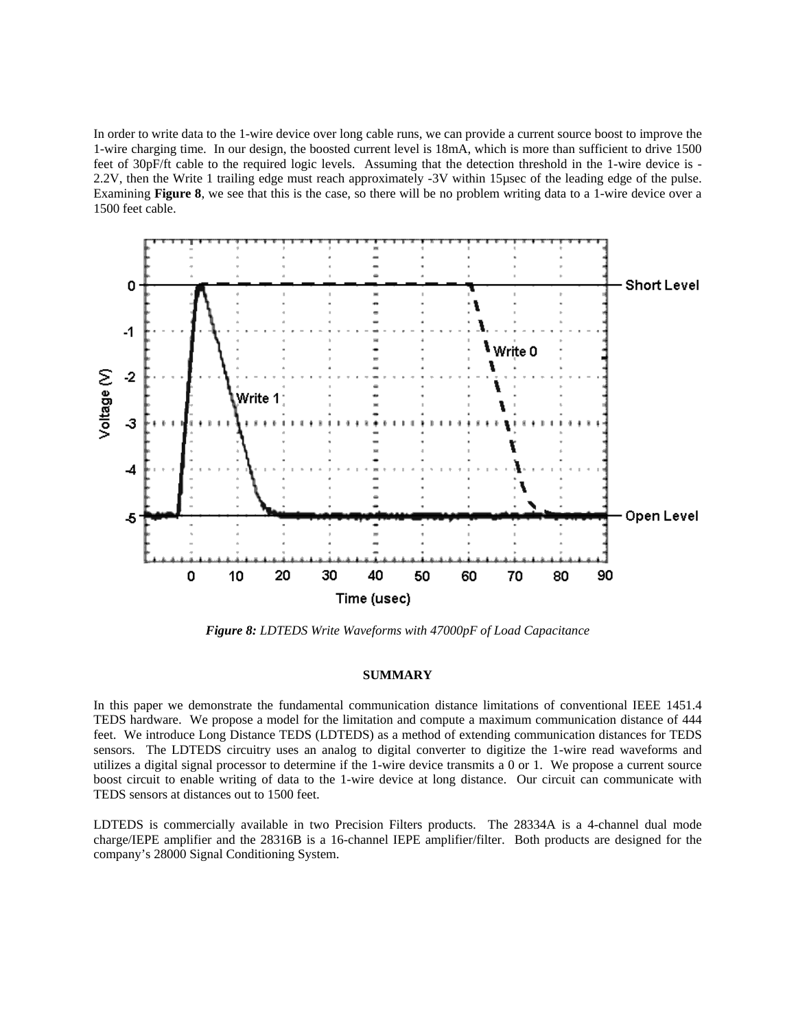In order to write data to the 1-wire device over long cable runs, we can provide a current source boost to improve the 1-wire charging time. In our design, the boosted current level is 18mA, which is more than sufficient to drive 1500 feet of 30pF/ft cable to the required logic levels. Assuming that the detection threshold in the 1-wire device is -2.2V, then the Write 1 trailing edge must reach approximately -3V within 15μsec of the leading edge of the pulse. Examining **Figure 8**, we see that this is the case, so there will be no problem writing data to a 1-wire device over a 1500 feet cable.

***Figure 8:*** *LDTEDS Write Waveforms with 47000pF of Load Capacitance*

**SUMMARY**

In this paper we demonstrate the fundamental communication distance limitations of conventional IEEE 1451.4 TEDS hardware. We propose a model for the limitation and compute a maximum communication distance of 444 feet. We introduce Long Distance TEDS (LDTEDS) as a method of extending communication distances for TEDS sensors. The LDTEDS circuitry uses an analog to digital converter to digitize the 1-wire read waveforms and utilizes a digital signal processor to determine if the 1-wire device transmits a 0 or 1. We propose a current source boost circuit to enable writing of data to the 1-wire device at long distance. Our circuit can communicate with TEDS sensors at distances out to 1500 feet.

LDTEDS is commercially available in two Precision Filters products. The 28334A is a 4-channel dual mode charge/IEPE amplifier and the 28316B is a 16-channel IEPE amplifier/filter. Both products are designed for the company's 28000 Signal Conditioning System.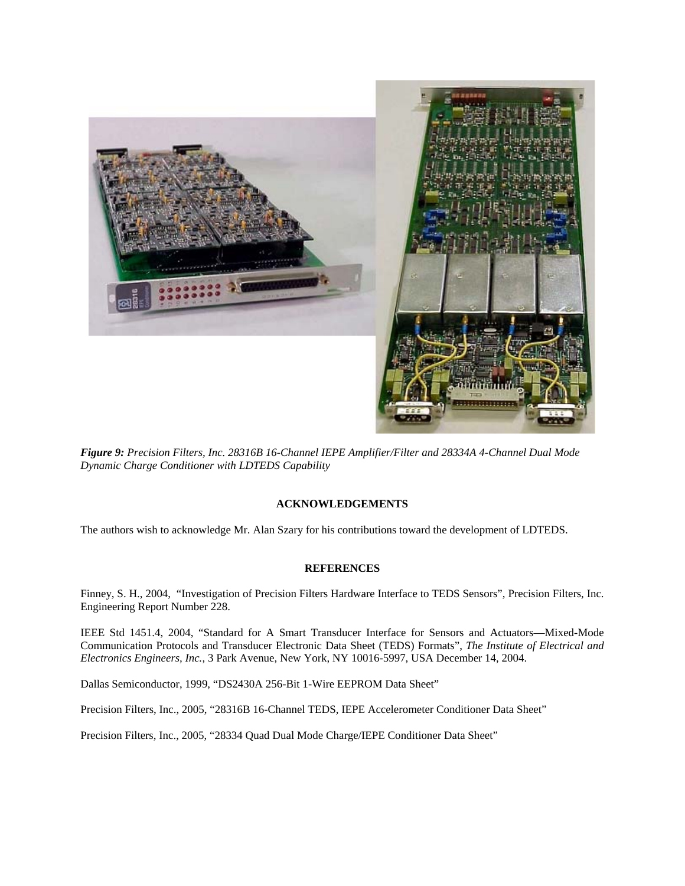***Figure 9:*** *Precision Filters, Inc. 28316B 16-Channel IEPE Amplifier/Filter and 28334A 4-Channel Dual Mode Dynamic Charge Conditioner with LDTEDS Capability*

## ACKNOWLEDGEMENTS

The authors wish to acknowledge Mr. Alan Szary for his contributions toward the development of LDTEDS.

## REFERENCES

Finney, S. H., 2004, "Investigation of Precision Filters Hardware Interface to TEDS Sensors", Precision Filters, Inc. Engineering Report Number 228.

IEEE Std 1451.4, 2004, "Standard for A Smart Transducer Interface for Sensors and Actuators—Mixed-Mode Communication Protocols and Transducer Electronic Data Sheet (TEDS) Formats", *The Institute of Electrical and Electronics Engineers, Inc.,* 3 Park Avenue, New York, NY 10016-5997, USA December 14, 2004.

Dallas Semiconductor, 1999, "DS2430A 256-Bit 1-Wire EEPROM Data Sheet"

Precision Filters, Inc., 2005, "28316B 16-Channel TEDS, IEPE Accelerometer Conditioner Data Sheet"

Precision Filters, Inc., 2005, "28334 Quad Dual Mode Charge/IEPE Conditioner Data Sheet"